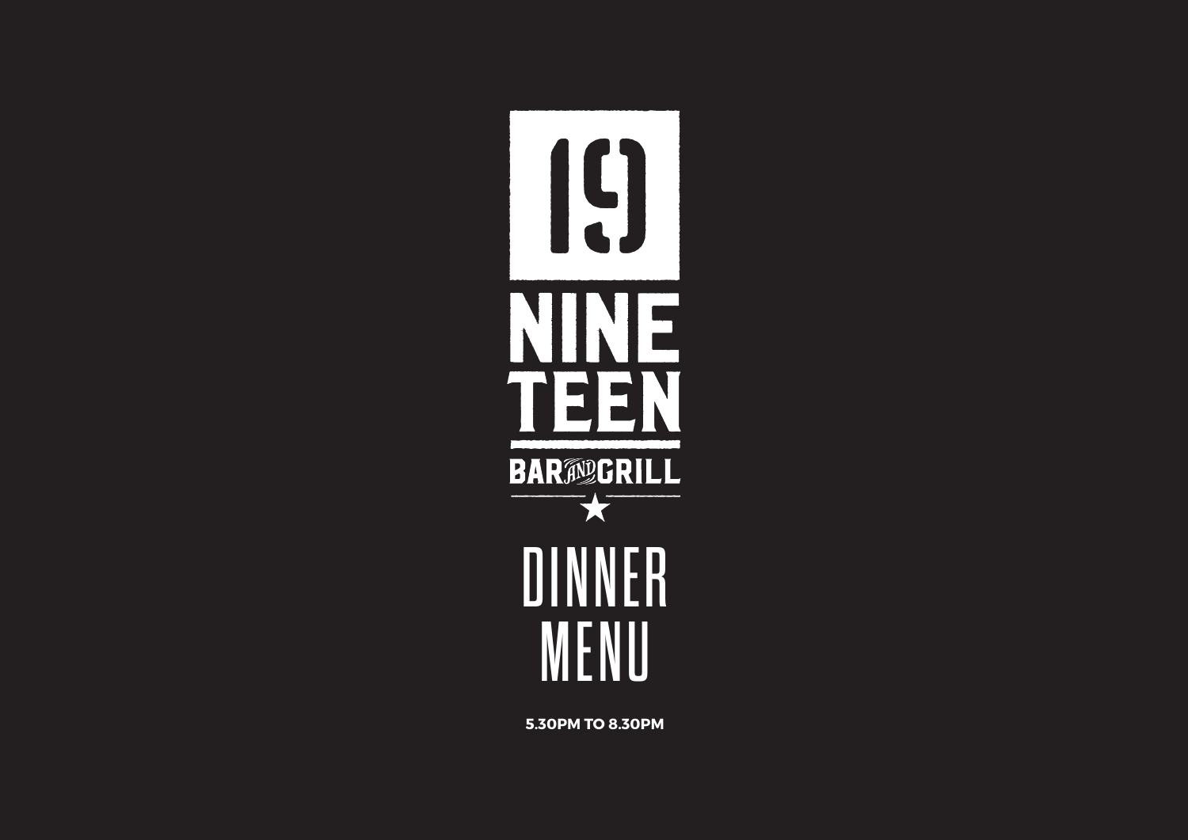# 19

# NINE TEEN

## BAR AND GRILL

★

# DINNER MENU

**5.30PM TO 8.30PM**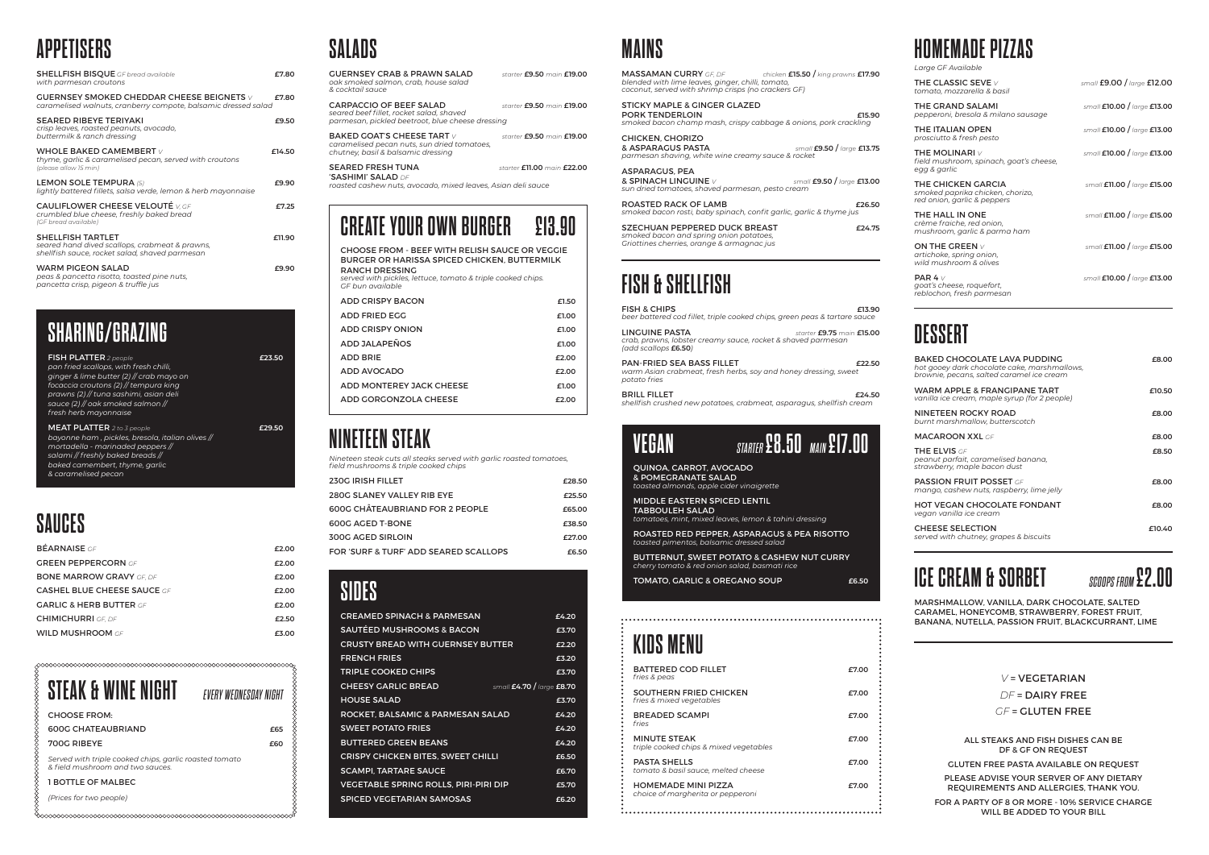# APPETISERS

| | |
|---|---|
| **SHELLFISH BISQUE** *GF bread available*<br>*with parmesan croutons* | £7.80 |
| **GUERNSEY SMOKED CHEDDAR CHEESE BEIGNETS** *V*<br>*caramelised walnuts, cranberry compote, balsamic dressed salad* | £7.80 |
| **SEARED RIBEYE TERIYAKI**<br>*crisp leaves, roasted peanuts, avocado, buttermilk & ranch dressing* | £9.50 |
| **WHOLE BAKED CAMEMBERT** *V*<br>*thyme, garlic & caramelised pecan, served with croutons (please allow 15 min)* | £14.50 |
| **LEMON SOLE TEMPURA** *(5)*<br>*lightly battered fillets, salsa verde, lemon & herb mayonnaise* | £9.90 |
| **CAULIFLOWER CHEESE VELOUTÉ** *V, GF*<br>*crumbled blue cheese, freshly baked bread (GF bread available)* | £7.25 |
| **SHELLFISH TARTLET**<br>*seared hand dived scallops, crabmeat & prawns, shellfish sauce, rocket salad, shaved parmesan* | £11.90 |
| **WARM PIGEON SALAD**<br>*peas & pancetta risotto, toasted pine nuts, pancetta crisp, pigeon & truffle jus* | £9.90 |

# SHARING/GRAZING

| | |
|---|---|
| **FISH PLATTER** *2 people*<br>*pan fried scallops, with fresh chilli, ginger & lime butter (2) // crab mayo on focaccia croutons (2) // tempura king prawns (2) // tuna sashimi, asian deli sauce (2) // oak smoked salmon // fresh herb mayonnaise* | £23.50 |
| **MEAT PLATTER** *2 to 3 people*<br>*bayonne ham , pickles, bresola, italian olives // mortadella - marinaded peppers // salami // freshly baked breads // baked camembert, thyme, garlic & caramelised pecan* | £29.50 |

# SAUCES

| | |
|---|---|
| BÉARNAISE *GF* | £2.00 |
| GREEN PEPPERCORN *GF* | £2.00 |
| BONE MARROW GRAVY *GF, DF* | £2.00 |
| CASHEL BLUE CHEESE SAUCE *GF* | £2.00 |
| GARLIC & HERB BUTTER *GF* | £2.00 |
| CHIMICHURRI *GF, DF* | £2.50 |
| WILD MUSHROOM *GF* | £3.00 |

# STEAK & WINE NIGHT

*EVERY WEDNESDAY NIGHT*

CHOOSE FROM:

| | |
|---|---|
| 600G CHATEAUBRIAND | £65 |
| 700G RIBEYE | £60 |

*Served with triple cooked chips, garlic roasted tomato & field mushroom and two sauces.*

1 BOTTLE OF MALBEC

*(Prices for two people)*

# SALADS

| | |
|---|---|
| **GUERNSEY CRAB & PRAWN SALAD**<br>*oak smoked salmon, crab, house salad & cocktail sauce* | *starter* £9.50 *main* £19.00 |
| **CARPACCIO OF BEEF SALAD**<br>*seared beef fillet, rocket salad, shaved parmesan, pickled beetroot, blue cheese dressing* | *starter* £9.50 *main* £19.00 |
| **BAKED GOAT'S CHEESE TART** *V*<br>*caramelised pecan nuts, sun dried tomatoes, chutney, basil & balsamic dressing* | *starter* £9.50 *main* £19.00 |
| **SEARED FRESH TUNA 'SASHIMI' SALAD** *DF*<br>*roasted cashew nuts, avocado, mixed leaves, Asian deli sauce* | *starter* £11.00 *main* £22.00 |

# CREATE YOUR OWN BURGER £13.90

CHOOSE FROM - BEEF WITH RELISH SAUCE OR VEGGIE BURGER OR HARISSA SPICED CHICKEN, BUTTERMILK RANCH DRESSING
*served with pickles, lettuce, tomato & triple cooked chips. GF bun available*

| | |
|---|---|
| ADD CRISPY BACON | £1.50 |
| ADD FRIED EGG | £1.00 |
| ADD CRISPY ONION | £1.00 |
| ADD JALAPEÑOS | £1.00 |
| ADD BRIE | £2.00 |
| ADD AVOCADO | £2.00 |
| ADD MONTEREY JACK CHEESE | £1.00 |
| ADD GORGONZOLA CHEESE | £2.00 |

# NINETEEN STEAK

*Nineteen steak cuts all steaks served with garlic roasted tomatoes, field mushrooms & triple cooked chips*

| | |
|---|---|
| 230G IRISH FILLET | £28.50 |
| 280G SLANEY VALLEY RIB EYE | £25.50 |
| 600G CHÂTEAUBRIAND FOR 2 PEOPLE | £65.00 |
| 600G AGED T-BONE | £38.50 |
| 300G AGED SIRLOIN | £27.00 |
| FOR 'SURF & TURF' ADD SEARED SCALLOPS | £6.50 |

# SIDES

| | |
|---|---|
| CREAMED SPINACH & PARMESAN | £4.20 |
| SAUTÉED MUSHROOMS & BACON | £3.70 |
| CRUSTY BREAD WITH GUERNSEY BUTTER | £2.20 |
| FRENCH FRIES | £3.20 |
| TRIPLE COOKED CHIPS | £3.70 |
| CHEESY GARLIC BREAD | *small* £4.70 / *large* £8.70 |
| HOUSE SALAD | £3.70 |
| ROCKET, BALSAMIC & PARMESAN SALAD | £4.20 |
| SWEET POTATO FRIES | £4.20 |
| BUTTERED GREEN BEANS | £4.20 |
| CRISPY CHICKEN BITES, SWEET CHILLI | £6.50 |
| SCAMPI, TARTARE SAUCE | £6.70 |
| VEGETABLE SPRING ROLLS, PIRI-PIRI DIP | £5.70 |
| SPICED VEGETARIAN SAMOSAS | £6.20 |

# MAINS

| | |
|---|---|
| **MASSAMAN CURRY** *GF, DF*<br>*blended with lime leaves, ginger, chilli, tomato, coconut, served with shrimp crisps (no crackers GF)* | *chicken* £15.50 / *king prawns* £17.90 |
| **STICKY MAPLE & GINGER GLAZED PORK TENDERLOIN**<br>*smoked bacon champ mash, crispy cabbage & onions, pork crackling* | £15.90 |
| **CHICKEN, CHORIZO & ASPARAGUS PASTA**<br>*parmesan shaving, white wine creamy sauce & rocket* | *small* £9.50 / *large* £13.75 |
| **ASPARAGUS, PEA & SPINACH LINGUINE** *V*<br>*sun dried tomatoes, shaved parmesan, pesto cream* | *small* £9.50 / *large* £13.00 |
| **ROASTED RACK OF LAMB**<br>*smoked bacon rosti, baby spinach, confit garlic, garlic & thyme jus* | £26.50 |
| **SZECHUAN PEPPERED DUCK BREAST**<br>*smoked bacon and spring onion potatoes, Griottines cherries, orange & armagnac jus* | £24.75 |

# FISH & SHELLFISH

| | |
|---|---|
| **FISH & CHIPS**<br>*beer battered cod fillet, triple cooked chips, green peas & tartare sauce* | £13.90 |
| **LINGUINE PASTA**<br>*crab, prawns, lobster creamy sauce, rocket & shaved parmesan (add scallops £6.50)* | *starter* £9.75 *main* £15.00 |
| **PAN-FRIED SEA BASS FILLET**<br>*warm Asian crabmeat, fresh herbs, soy and honey dressing, sweet potato fries* | £22.50 |
| **BRILL FILLET**<br>*shellfish crushed new potatoes, crabmeat, asparagus, shellfish cream* | £24.50 |

# VEGAN

*STARTER* £8.50 *MAIN* £17.00

**QUINOA, CARROT, AVOCADO & POMEGRANATE SALAD**
*toasted almonds, apple cider vinaigrette*

**MIDDLE EASTERN SPICED LENTIL TABBOULEH SALAD**
*tomatoes, mint, mixed leaves, lemon & tahini dressing*

**ROASTED RED PEPPER, ASPARAGUS & PEA RISOTTO**
*toasted pimentos, balsamic dressed salad*

**BUTTERNUT, SWEET POTATO & CASHEW NUT CURRY**
*cherry tomato & red onion salad, basmati rice*

| | |
|---|---|
| **TOMATO, GARLIC & OREGANO SOUP** | £6.50 |

# KIDS MENU

| | |
|---|---|
| **BATTERED COD FILLET**<br>*fries & peas* | £7.00 |
| **SOUTHERN FRIED CHICKEN**<br>*fries & mixed vegetables* | £7.00 |
| **BREADED SCAMPI**<br>*fries* | £7.00 |
| **MINUTE STEAK**<br>*triple cooked chips & mixed vegetables* | £7.00 |
| **PASTA SHELLS**<br>*tomato & basil sauce, melted cheese* | £7.00 |
| **HOMEMADE MINI PIZZA**<br>*choice of margherita or pepperoni* | £7.00 |

# HOMEMADE PIZZAS

*Large GF Available*

| | |
|---|---|
| **THE CLASSIC SEVE** *V*<br>*tomato, mozzarella & basil* | *small* £9.00 / *large* £12.00 |
| **THE GRAND SALAMI**<br>*pepperoni, bresola & milano sausage* | *small* £10.00 / *large* £13.00 |
| **THE ITALIAN OPEN**<br>*prosciutto & fresh pesto* | *small* £10.00 / *large* £13.00 |
| **THE MOLINARI** *V*<br>*field mushroom, spinach, goat's cheese, egg & garlic* | *small* £10.00 / *large* £13.00 |
| **THE CHICKEN GARCIA**<br>*smoked paprika chicken, chorizo, red onion, garlic & peppers* | *small* £11.00 / *large* £15.00 |
| **THE HALL IN ONE**<br>*crème fraiche, red onion, mushroom, garlic & parma ham* | *small* £11.00 / *large* £15.00 |
| **ON THE GREEN** *V*<br>*artichoke, spring onion, wild mushroom & olives* | *small* £11.00 / *large* £15.00 |
| **PAR 4** *V*<br>*goat's cheese, roquefort, reblochon, fresh parmesan* | *small* £10.00 / *large* £13.00 |

# DESSERT

| | |
|---|---|
| **BAKED CHOCOLATE LAVA PUDDING**<br>*hot gooey dark chocolate cake, marshmallows, brownie, pecans, salted caramel ice cream* | £8.00 |
| **WARM APPLE & FRANGIPANE TART**<br>*vanilla ice cream, maple syrup (for 2 people)* | £10.50 |
| **NINETEEN ROCKY ROAD**<br>*burnt marshmallow, butterscotch* | £8.00 |
| **MACAROON XXL** *GF* | £8.00 |
| **THE ELVIS** *GF*<br>*peanut parfait, caramelised banana, strawberry, maple bacon dust* | £8.50 |
| **PASSION FRUIT POSSET** *GF*<br>*mango, cashew nuts, raspberry, lime jelly* | £8.00 |
| **HOT VEGAN CHOCOLATE FONDANT**<br>*vegan vanilla ice cream* | £8.00 |
| **CHEESE SELECTION**<br>*served with chutney, grapes & biscuits* | £10.40 |

# ICE CREAM & SORBET

*SCOOPS FROM* £2.00

MARSHMALLOW, VANILLA, DARK CHOCOLATE, SALTED CARAMEL, HONEYCOMB, STRAWBERRY, FOREST FRUIT, BANANA, NUTELLA, PASSION FRUIT, BLACKCURRANT, LIME

*V* = VEGETARIAN

*DF* = DAIRY FREE

*GF* = GLUTEN FREE

ALL STEAKS AND FISH DISHES CAN BE DF & GF ON REQUEST

GLUTEN FREE PASTA AVAILABLE ON REQUEST

PLEASE ADVISE YOUR SERVER OF ANY DIETARY REQUIREMENTS AND ALLERGIES, THANK YOU.

FOR A PARTY OF 8 OR MORE - 10% SERVICE CHARGE WILL BE ADDED TO YOUR BILL